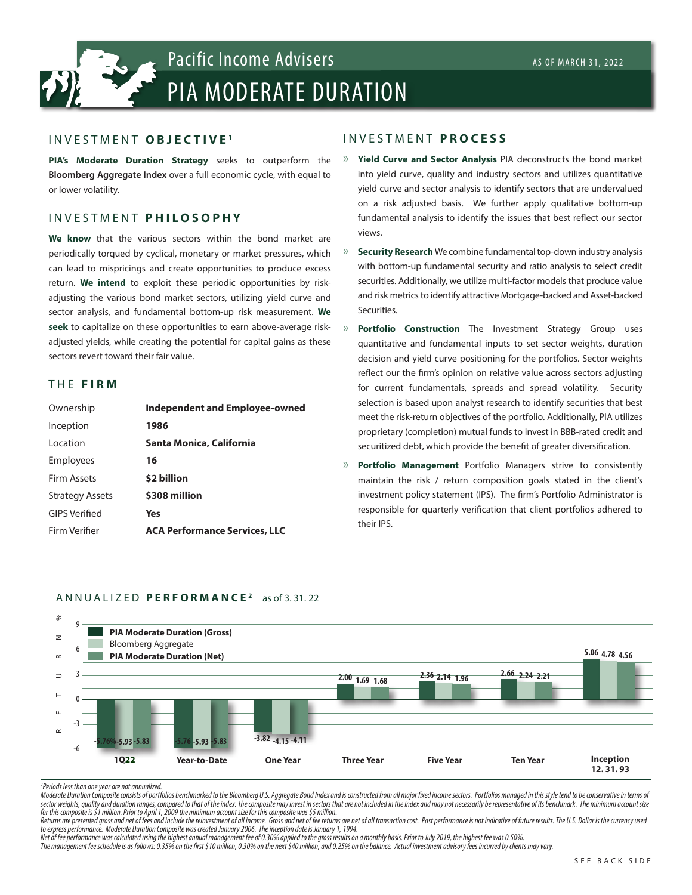# Pacific Income Advisers

# PIA MODERATE DURATION

AS OF MARCH 31, 2022

## INVESTMENT OBJECTIVE[1]

**PIA's Moderate Duration Strategy** seeks to outperform the **Bloomberg Aggregate Index** over a full economic cycle, with equal to or lower volatility.

## INVESTMENT PHILOSOPHY

**We know** that the various sectors within the bond market are periodically torqued by cyclical, monetary or market pressures, which can lead to mispricings and create opportunities to produce excess return. **We intend** to exploit these periodic opportunities by risk-adjusting the various bond market sectors, utilizing yield curve and sector analysis, and fundamental bottom-up risk measurement. **We seek** to capitalize on these opportunities to earn above-average risk-adjusted yields, while creating the potential for capital gains as these sectors revert toward their fair value.

## THE FIRM

| | |
|---|---|
| Ownership | **Independent and Employee-owned** |
| Inception | **1986** |
| Location | **Santa Monica, California** |
| Employees | **16** |
| Firm Assets | **$2 billion** |
| Strategy Assets | **$308 million** |
| GIPS Verified | **Yes** |
| Firm Verifier | **ACA Performance Services, LLC** |

## INVESTMENT PROCESS

- **Yield Curve and Sector Analysis** PIA deconstructs the bond market into yield curve, quality and industry sectors and utilizes quantitative yield curve and sector analysis to identify sectors that are undervalued on a risk adjusted basis. We further apply qualitative bottom-up fundamental analysis to identify the issues that best reflect our sector views.
- **Security Research** We combine fundamental top-down industry analysis with bottom-up fundamental security and ratio analysis to select credit securities. Additionally, we utilize multi-factor models that produce value and risk metrics to identify attractive Mortgage-backed and Asset-backed Securities.
- **Portfolio Construction** The Investment Strategy Group uses quantitative and fundamental inputs to set sector weights, duration decision and yield curve positioning for the portfolios. Sector weights reflect our the firm's opinion on relative value across sectors adjusting for current fundamentals, spreads and spread volatility. Security selection is based upon analyst research to identify securities that best meet the risk-return objectives of the portfolio. Additionally, PIA utilizes proprietary (completion) mutual funds to invest in BBB-rated credit and securitized debt, which provide the benefit of greater diversification.
- **Portfolio Management** Portfolio Managers strive to consistently maintain the risk / return composition goals stated in the client's investment policy statement (IPS). The firm's Portfolio Administrator is responsible for quarterly verification that client portfolios adhered to their IPS.

## ANNUALIZED PERFORMANCE[2] as of 3. 31. 22

| RETURN % | 1Q22 | Year-to-Date | One Year | Three Year | Five Year | Ten Year | Inception 12. 31. 93 |
|---|---|---|---|---|---|---|---|
| PIA Moderate Duration (Gross) | -5.76 | -5.76 | -3.82 | 2.00 | 2.36 | 2.66 | 5.06 |
| Bloomberg Aggregate | -5.93 | -5.93 | -4.15 | 1.69 | 2.14 | 2.24 | 4.78 |
| PIA Moderate Duration (Net) | -5.83 | -5.83 | -4.11 | 1.68 | 1.96 | 2.21 | 4.56 |

*[2]Periods less than one year are not annualized.*

*Moderate Duration Composite consists of portfolios benchmarked to the Bloomberg U.S. Aggregate Bond Index and is constructed from all major fixed income sectors. Portfolios managed in this style tend to be conservative in terms of sector weights, quality and duration ranges, compared to that of the index. The composite may invest in sectors that are not included in the Index and may not necessarily be representative of its benchmark. The minimum account size for this composite is $1 million. Prior to April 1, 2009 the minimum account size for this composite was $5 million.*

*Returns are presented gross and net of fees and include the reinvestment of all income. Gross and net of fee returns are net of all transaction cost. Past performance is not indicative of future results. The U.S. Dollar is the currency used to express performance. Moderate Duration Composite was created January 2006. The inception date is January 1, 1994.*

*Net of fee performance was calculated using the highest annual management fee of 0.30% applied to the gross results on a monthly basis. Prior to July 2019, the highest fee was 0.50%.*

*The management fee schedule is as follows: 0.35% on the first $10 million, 0.30% on the next $40 million, and 0.25% on the balance. Actual investment advisory fees incurred by clients may vary.*

SEE BACK SIDE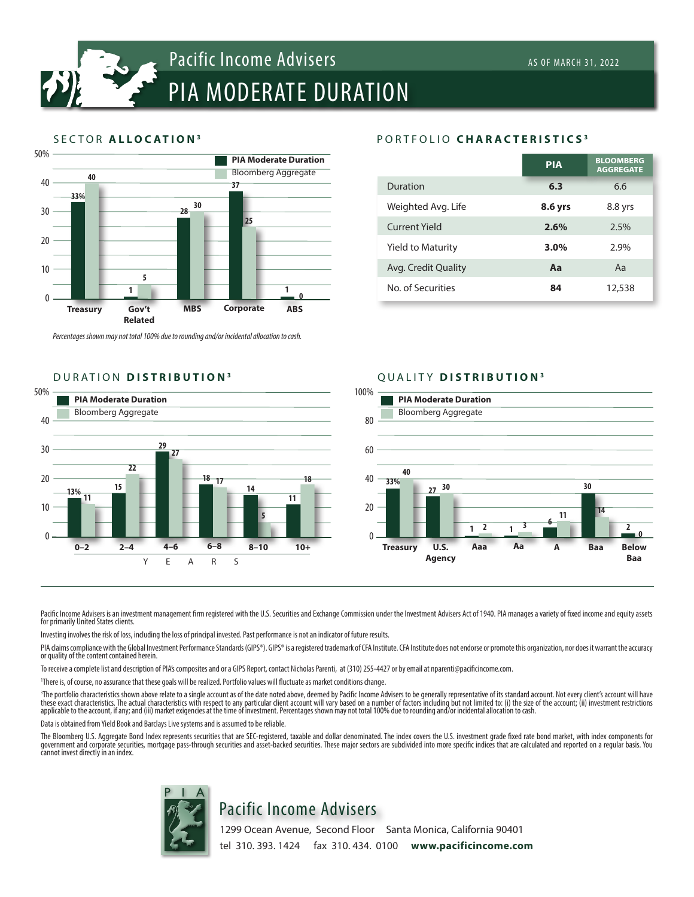# Pacific Income Advisers

AS OF MARCH 31, 2022

# PIA MODERATE DURATION

## SECTOR ALLOCATION[3]

50%
40
30
20
10
0

PIA Moderate Duration
Bloomberg Aggregate

Treasury: 33% 40
Gov't Related: 1 5
MBS: 28 30
Corporate: 37 25
ABS: 1 0

*Percentages shown may not total 100% due to rounding and/or incidental allocation to cash.*

## PORTFOLIO CHARACTERISTICS[3]

| | PIA | BLOOMBERG AGGREGATE |
|---|---|---|
| Duration | **6.3** | 6.6 |
| Weighted Avg. Life | **8.6 yrs** | 8.8 yrs |
| Current Yield | **2.6%** | 2.5% |
| Yield to Maturity | **3.0%** | 2.9% |
| Avg. Credit Quality | **Aa** | Aa |
| No. of Securities | **84** | 12,538 |

## DURATION DISTRIBUTION[3]

50%
40
30
20
10
0

PIA Moderate Duration
Bloomberg Aggregate

0–2: 13% 11
2–4: 15 22
4–6: 29 27
6–8: 18 17
8–10: 14 5
10+: 11 18

YEARS

## QUALITY DISTRIBUTION[3]

100%
80
60
40
20
0

PIA Moderate Duration
Bloomberg Aggregate

Treasury: 33% 40
U.S. Agency: 27 30
Aaa: 1 2
Aa: 1 3
A: 6 11
Baa: 30 14
Below Baa: 2 0

Pacific Income Advisers is an investment management firm registered with the U.S. Securities and Exchange Commission under the Investment Advisers Act of 1940. PIA manages a variety of fixed income and equity assets for primarily United States clients.

Investing involves the risk of loss, including the loss of principal invested. Past performance is not an indicator of future results.

PIA claims compliance with the Global Investment Performance Standards (GIPS®). GIPS® is a registered trademark of CFA Institute. CFA Institute does not endorse or promote this organization, nor does it warrant the accuracy or quality of the content contained herein.

To receive a complete list and description of PIA's composites and or a GIPS Report, contact Nicholas Parenti, at (310) 255-4427 or by email at nparenti@pacificincome.com.

[1]There is, of course, no assurance that these goals will be realized. Portfolio values will fluctuate as market conditions change.

[3]The portfolio characteristics shown above relate to a single account as of the date noted above, deemed by Pacific Income Advisers to be generally representative of its standard account. Not every client's account will have these exact characteristics. The actual characteristics with respect to any particular client account will vary based on a number of factors including but not limited to: (i) the size of the account; (ii) investment restrictions applicable to the account, if any; and (iii) market exigencies at the time of investment. Percentages shown may not total 100% due to rounding and/or incidental allocation to cash.

Data is obtained from Yield Book and Barclays Live systems and is assumed to be reliable.

The Bloomberg U.S. Aggregate Bond Index represents securities that are SEC-registered, taxable and dollar denominated. The index covers the U.S. investment grade fixed rate bond market, with index components for government and corporate securities, mortgage pass-through securities and asset-backed securities. These major sectors are subdivided into more specific indices that are calculated and reported on a regular basis. You cannot invest directly in an index.

Pacific Income Advisers
1299 Ocean Avenue, Second Floor Santa Monica, California 90401
tel 310. 393. 1424 fax 310. 434. 0100 **www.pacificincome.com**